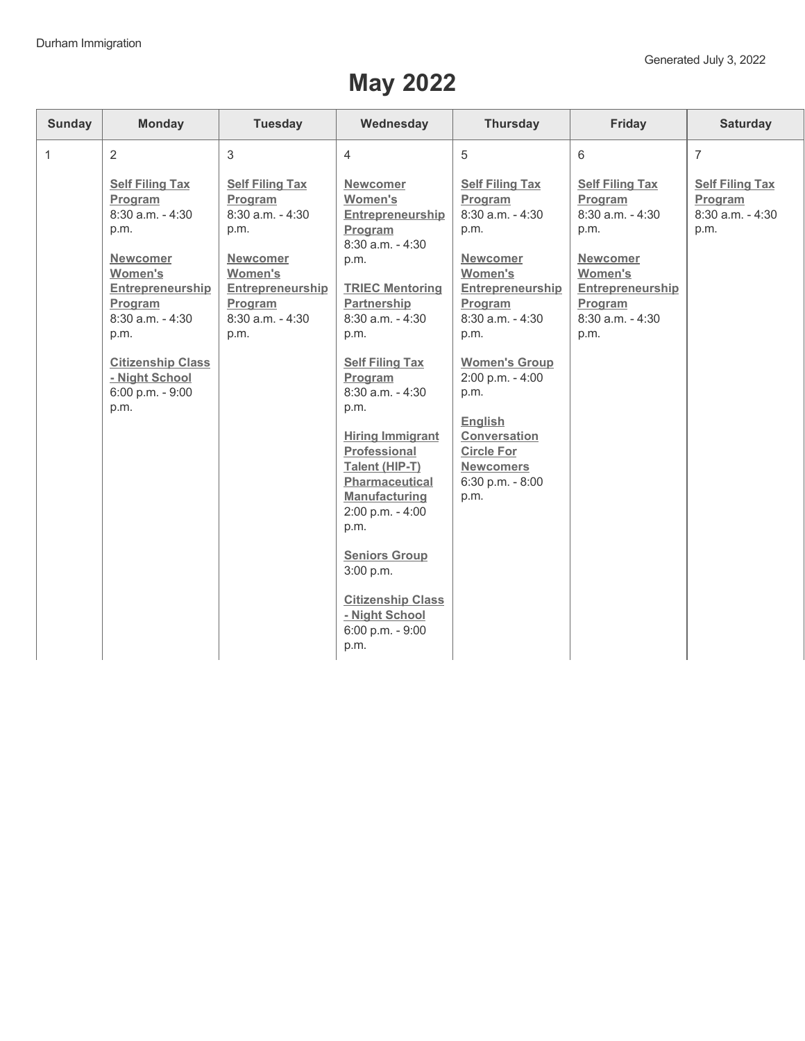Durham Immigration

Generated July 3, 2022

# May 2022

| Sunday | Monday | Tuesday | Wednesday | Thursday | Friday | Saturday |
| --- | --- | --- | --- | --- | --- | --- |
| 1 | 2<br><br>**Self Filing Tax Program**<br>8:30 a.m. - 4:30 p.m.<br><br>**Newcomer Women's Entrepreneurship Program**<br>8:30 a.m. - 4:30 p.m.<br><br>**Citizenship Class - Night School**<br>6:00 p.m. - 9:00 p.m. | 3<br><br>**Self Filing Tax Program**<br>8:30 a.m. - 4:30 p.m.<br><br>**Newcomer Women's Entrepreneurship Program**<br>8:30 a.m. - 4:30 p.m. | 4<br><br>**Newcomer Women's Entrepreneurship Program**<br>8:30 a.m. - 4:30 p.m.<br><br>**TRIEC Mentoring Partnership**<br>8:30 a.m. - 4:30 p.m.<br><br>**Self Filing Tax Program**<br>8:30 a.m. - 4:30 p.m.<br><br>**Hiring Immigrant Professional Talent (HIP-T) Pharmaceutical Manufacturing**<br>2:00 p.m. - 4:00 p.m.<br><br>**Seniors Group**<br>3:00 p.m.<br><br>**Citizenship Class - Night School**<br>6:00 p.m. - 9:00 p.m. | 5<br><br>**Self Filing Tax Program**<br>8:30 a.m. - 4:30 p.m.<br><br>**Newcomer Women's Entrepreneurship Program**<br>8:30 a.m. - 4:30 p.m.<br><br>**Women's Group**<br>2:00 p.m. - 4:00 p.m.<br><br>**English Conversation Circle For Newcomers**<br>6:30 p.m. - 8:00 p.m. | 6<br><br>**Self Filing Tax Program**<br>8:30 a.m. - 4:30 p.m.<br><br>**Newcomer Women's Entrepreneurship Program**<br>8:30 a.m. - 4:30 p.m. | 7<br><br>**Self Filing Tax Program**<br>8:30 a.m. - 4:30 p.m. |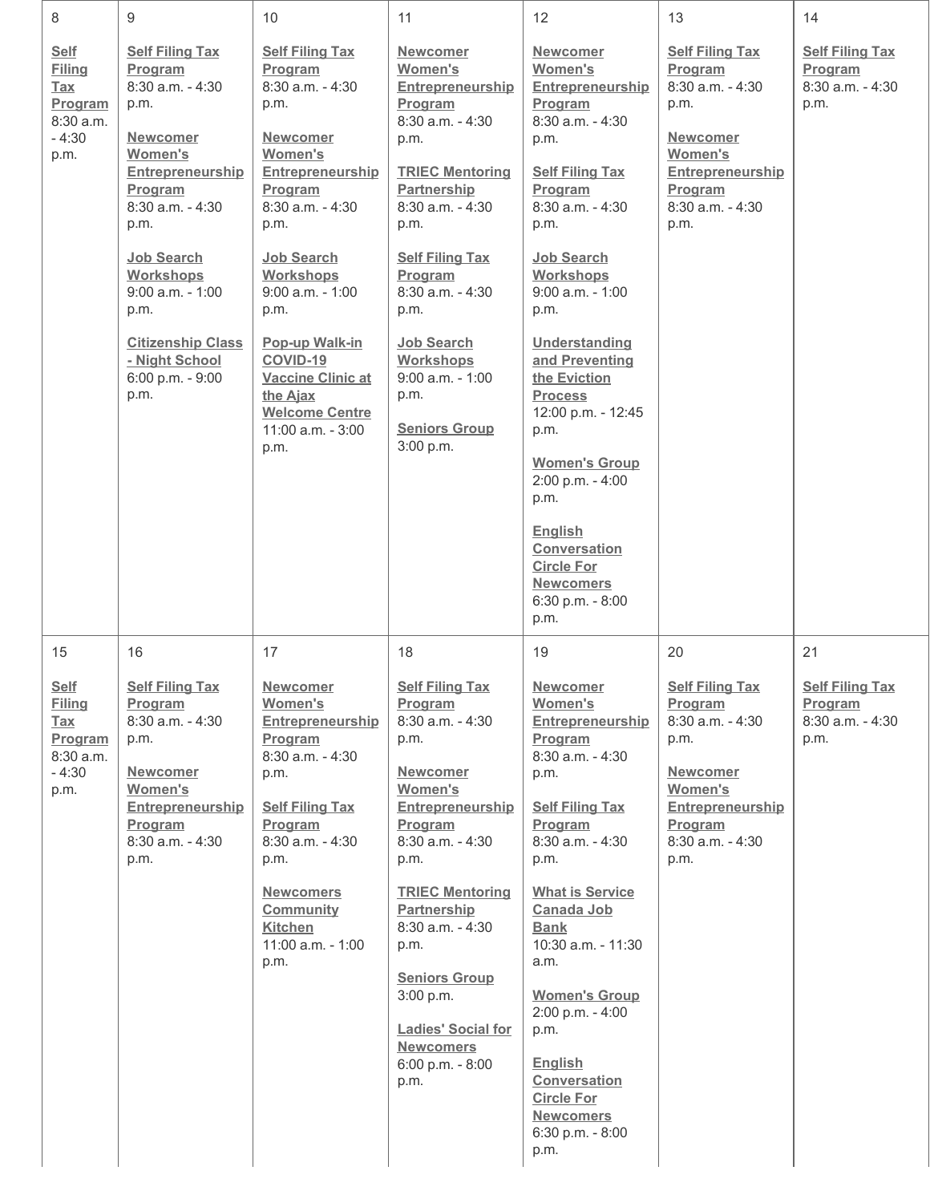| 8 | 9 | 10 | 11 | 12 | 13 | 14 |
|---|---|---|---|---|---|---|
| **Self Filing Tax Program** 8:30 a.m. - 4:30 p.m. | **Self Filing Tax Program** 8:30 a.m. - 4:30 p.m.<br><br>**Newcomer Women's Entrepreneurship Program** 8:30 a.m. - 4:30 p.m.<br><br>**Job Search Workshops** 9:00 a.m. - 1:00 p.m.<br><br>**Citizenship Class - Night School** 6:00 p.m. - 9:00 p.m. | **Self Filing Tax Program** 8:30 a.m. - 4:30 p.m.<br><br>**Newcomer Women's Entrepreneurship Program** 8:30 a.m. - 4:30 p.m.<br><br>**Job Search Workshops** 9:00 a.m. - 1:00 p.m.<br><br>**Pop-up Walk-in COVID-19 Vaccine Clinic at the Ajax Welcome Centre** 11:00 a.m. - 3:00 p.m. | **Newcomer Women's Entrepreneurship Program** 8:30 a.m. - 4:30 p.m.<br><br>**TRIEC Mentoring Partnership** 8:30 a.m. - 4:30 p.m.<br><br>**Self Filing Tax Program** 8:30 a.m. - 4:30 p.m.<br><br>**Job Search Workshops** 9:00 a.m. - 1:00 p.m.<br><br>**Seniors Group** 3:00 p.m. | **Newcomer Women's Entrepreneurship Program** 8:30 a.m. - 4:30 p.m.<br><br>**Self Filing Tax Program** 8:30 a.m. - 4:30 p.m.<br><br>**Job Search Workshops** 9:00 a.m. - 1:00 p.m.<br><br>**Understanding and Preventing the Eviction Process** 12:00 p.m. - 12:45 p.m.<br><br>**Women's Group** 2:00 p.m. - 4:00 p.m.<br><br>**English Conversation Circle For Newcomers** 6:30 p.m. - 8:00 p.m. | **Self Filing Tax Program** 8:30 a.m. - 4:30 p.m.<br><br>**Newcomer Women's Entrepreneurship Program** 8:30 a.m. - 4:30 p.m. | **Self Filing Tax Program** 8:30 a.m. - 4:30 p.m. |
| **15** | **16** | **17** | **18** | **19** | **20** | **21** |
| **Self Filing Tax Program** 8:30 a.m. - 4:30 p.m. | **Self Filing Tax Program** 8:30 a.m. - 4:30 p.m.<br><br>**Newcomer Women's Entrepreneurship Program** 8:30 a.m. - 4:30 p.m. | **Newcomer Women's Entrepreneurship Program** 8:30 a.m. - 4:30 p.m.<br><br>**Self Filing Tax Program** 8:30 a.m. - 4:30 p.m.<br><br>**Newcomers Community Kitchen** 11:00 a.m. - 1:00 p.m. | **Self Filing Tax Program** 8:30 a.m. - 4:30 p.m.<br><br>**Newcomer Women's Entrepreneurship Program** 8:30 a.m. - 4:30 p.m.<br><br>**TRIEC Mentoring Partnership** 8:30 a.m. - 4:30 p.m.<br><br>**Seniors Group** 3:00 p.m.<br><br>**Ladies' Social for Newcomers** 6:00 p.m. - 8:00 p.m. | **Newcomer Women's Entrepreneurship Program** 8:30 a.m. - 4:30 p.m.<br><br>**Self Filing Tax Program** 8:30 a.m. - 4:30 p.m.<br><br>**What is Service Canada Job Bank** 10:30 a.m. - 11:30 a.m.<br><br>**Women's Group** 2:00 p.m. - 4:00 p.m.<br><br>**English Conversation Circle For Newcomers** 6:30 p.m. - 8:00 p.m. | **Self Filing Tax Program** 8:30 a.m. - 4:30 p.m.<br><br>**Newcomer Women's Entrepreneurship Program** 8:30 a.m. - 4:30 p.m. | **Self Filing Tax Program** 8:30 a.m. - 4:30 p.m. |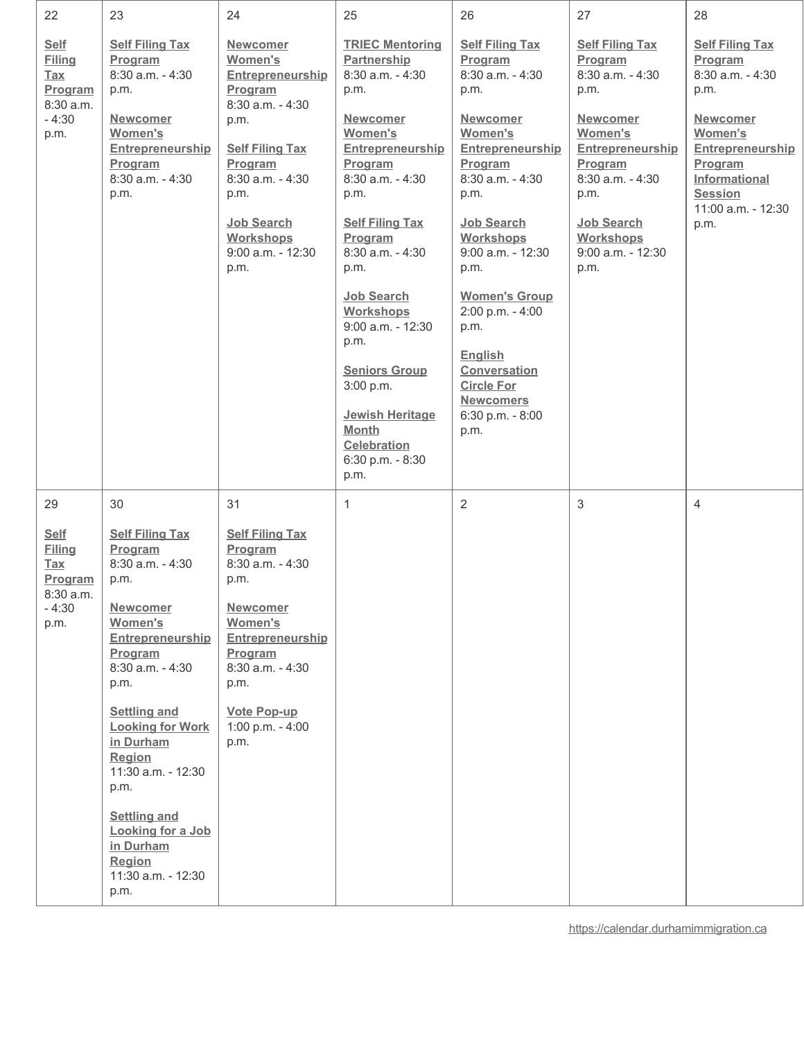| | | | | | | |
|---|---|---|---|---|---|---|
| 22<br><br>**Self Filing Tax Program**<br>8:30 a.m. - 4:30 p.m. | 23<br><br>**Self Filing Tax Program**<br>8:30 a.m. - 4:30 p.m.<br><br>**Newcomer Women's Entrepreneurship Program**<br>8:30 a.m. - 4:30 p.m. | 24<br><br>**Newcomer Women's Entrepreneurship Program**<br>8:30 a.m. - 4:30 p.m.<br><br>**Self Filing Tax Program**<br>8:30 a.m. - 4:30 p.m.<br><br>**Job Search Workshops**<br>9:00 a.m. - 12:30 p.m. | 25<br><br>**TRIEC Mentoring Partnership**<br>8:30 a.m. - 4:30 p.m.<br><br>**Newcomer Women's Entrepreneurship Program**<br>8:30 a.m. - 4:30 p.m.<br><br>**Self Filing Tax Program**<br>8:30 a.m. - 4:30 p.m.<br><br>**Job Search Workshops**<br>9:00 a.m. - 12:30 p.m.<br><br>**Seniors Group**<br>3:00 p.m.<br><br>**Jewish Heritage Month Celebration**<br>6:30 p.m. - 8:30 p.m. | 26<br><br>**Self Filing Tax Program**<br>8:30 a.m. - 4:30 p.m.<br><br>**Newcomer Women's Entrepreneurship Program**<br>8:30 a.m. - 4:30 p.m.<br><br>**Job Search Workshops**<br>9:00 a.m. - 12:30 p.m.<br><br>**Women's Group**<br>2:00 p.m. - 4:00 p.m.<br><br>**English Conversation Circle For Newcomers**<br>6:30 p.m. - 8:00 p.m. | 27<br><br>**Self Filing Tax Program**<br>8:30 a.m. - 4:30 p.m.<br><br>**Newcomer Women's Entrepreneurship Program**<br>8:30 a.m. - 4:30 p.m.<br><br>**Job Search Workshops**<br>9:00 a.m. - 12:30 p.m. | 28<br><br>**Self Filing Tax Program**<br>8:30 a.m. - 4:30 p.m.<br><br>**Newcomer Women's Entrepreneurship Program Informational Session**<br>11:00 a.m. - 12:30 p.m. |
| 29<br><br>**Self Filing Tax Program**<br>8:30 a.m. - 4:30 p.m. | 30<br><br>**Self Filing Tax Program**<br>8:30 a.m. - 4:30 p.m.<br><br>**Newcomer Women's Entrepreneurship Program**<br>8:30 a.m. - 4:30 p.m.<br><br>**Settling and Looking for Work in Durham Region**<br>11:30 a.m. - 12:30 p.m.<br><br>**Settling and Looking for a Job in Durham Region**<br>11:30 a.m. - 12:30 p.m. | 31<br><br>**Self Filing Tax Program**<br>8:30 a.m. - 4:30 p.m.<br><br>**Newcomer Women's Entrepreneurship Program**<br>8:30 a.m. - 4:30 p.m.<br><br>**Vote Pop-up**<br>1:00 p.m. - 4:00 p.m. | 1 | 2 | 3 | 4 |

https://calendar.durhamimmigration.ca